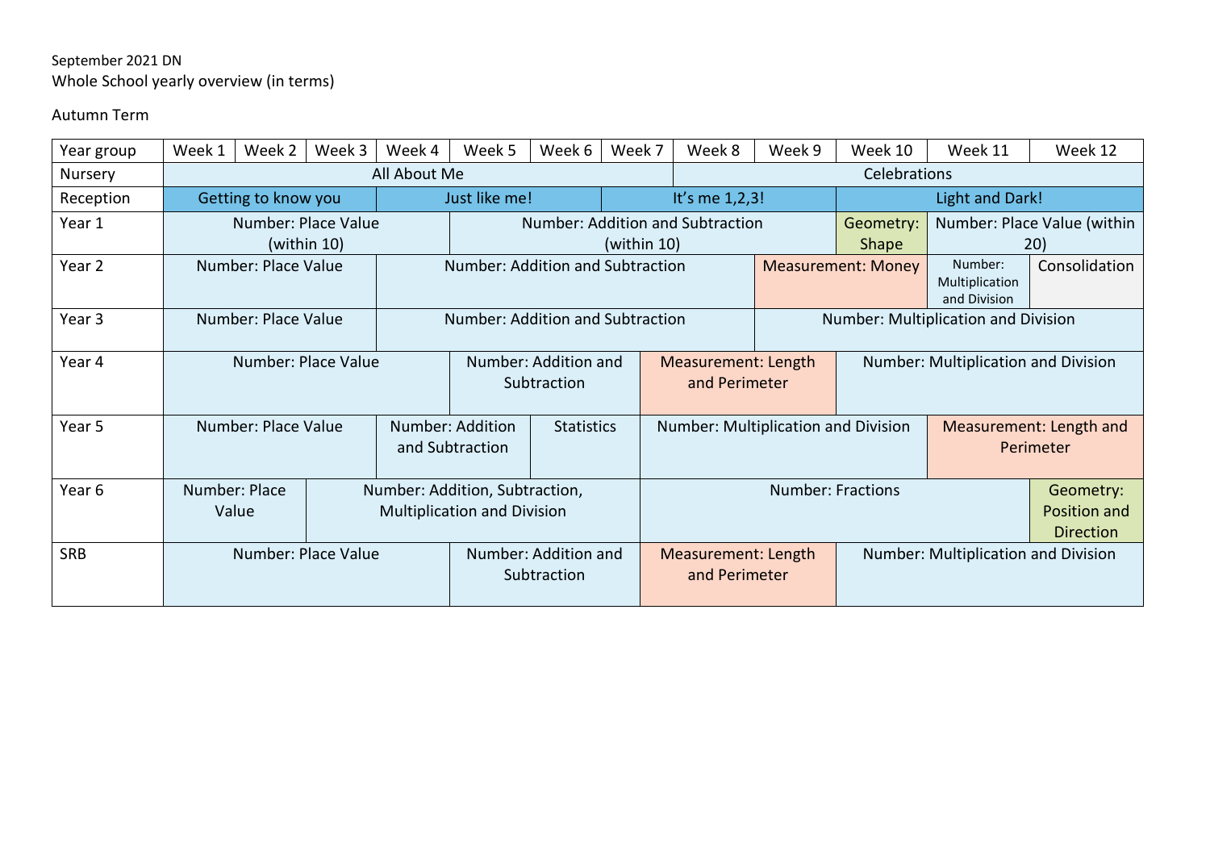September 2021 DN

Whole School yearly overview (in terms)

Autumn Term

| Year group | Week 1 | Week 2 | Week 3 | Week 4 | Week 5 | Week 6 | Week 7 | Week 8 | Week 9 | Week 10 | Week 11 | Week 12 |
|---|---|---|---|---|---|---|---|---|---|---|---|---|
| Nursery | All About Me | | | | | | | Celebrations | | | | |
| Reception | Getting to know you | | | Just like me! | | | It's me 1,2,3! | | | Light and Dark! | | |
| Year 1 | Number: Place Value (within 10) | | | | Number: Addition and Subtraction (within 10) | | | | | Geometry: Shape | Number: Place Value (within 20) | |
| Year 2 | Number: Place Value | | | Number: Addition and Subtraction | | | | | Measurement: Money | | Number: Multiplication and Division | Consolidation |
| Year 3 | Number: Place Value | | | Number: Addition and Subtraction | | | | | Number: Multiplication and Division | | | |
| Year 4 | Number: Place Value | | | | Number: Addition and Subtraction | | Measurement: Length and Perimeter | | | Number: Multiplication and Division | | |
| Year 5 | Number: Place Value | | | Number: Addition and Subtraction | | Statistics | Number: Multiplication and Division | | | | Measurement: Length and Perimeter | |
| Year 6 | Number: Place Value | | Number: Addition, Subtraction, Multiplication and Division | | | | | Number: Fractions | | | | Geometry: Position and Direction |
| SRB | Number: Place Value | | | | Number: Addition and Subtraction | | Measurement: Length and Perimeter | | | Number: Multiplication and Division | | |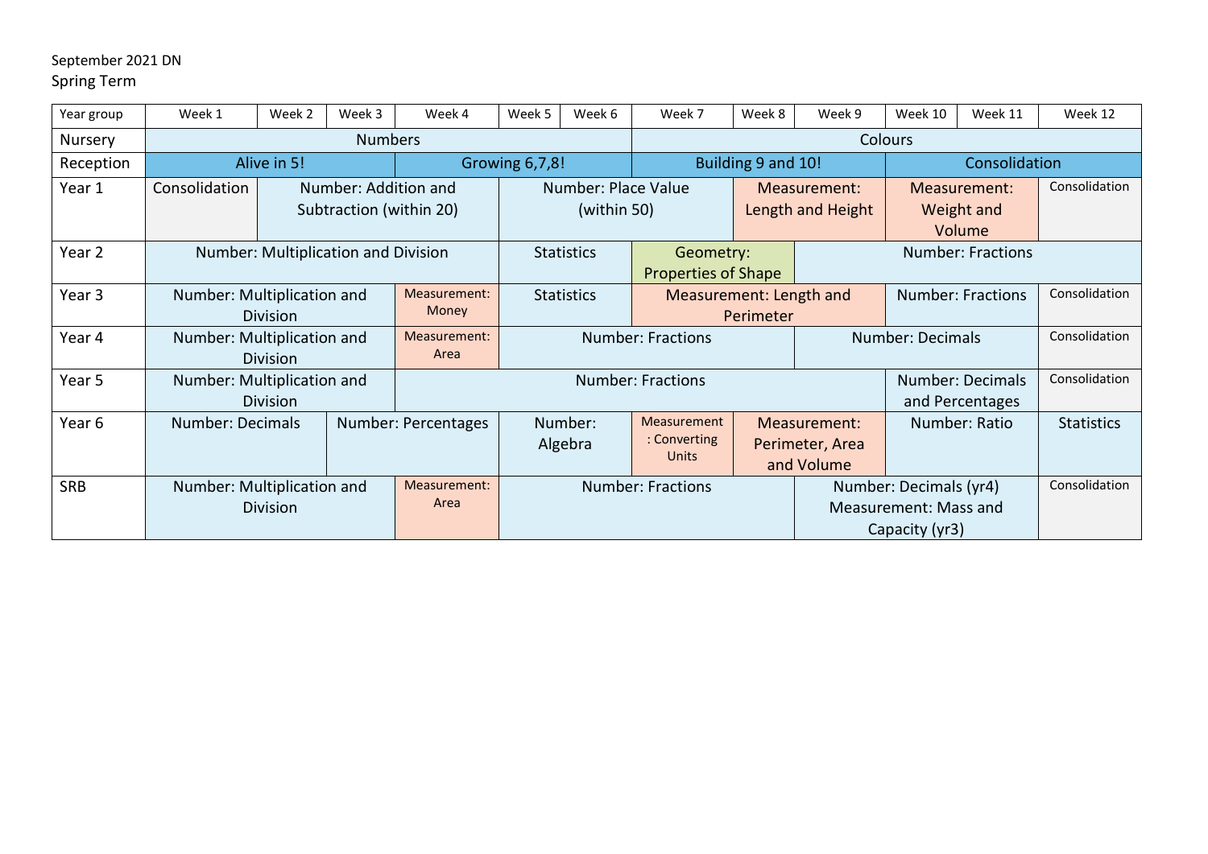September 2021 DN
Spring Term

| Year group | Week 1 | Week 2 | Week 3 | Week 4 | Week 5 | Week 6 | Week 7 | Week 8 | Week 9 | Week 10 | Week 11 | Week 12 |
|---|---|---|---|---|---|---|---|---|---|---|---|---|
| Nursery | Numbers | | | | | | Colours | | | | | |
| Reception | Alive in 5! | | | Growing 6,7,8! | | | Building 9 and 10! | | | Consolidation | | |
| Year 1 | Consolidation | Number: Addition and Subtraction (within 20) | | | Number: Place Value (within 50) | | | Measurement: Length and Height | | Measurement: Weight and Volume | | Consolidation |
| Year 2 | Number: Multiplication and Division | | | | Statistics | | Geometry: Properties of Shape | | Number: Fractions | | | |
| Year 3 | Number: Multiplication and Division | | | Measurement: Money | Statistics | | Measurement: Length and Perimeter | | | Number: Fractions | | Consolidation |
| Year 4 | Number: Multiplication and Division | | | Measurement: Area | Number: Fractions | | | | Number: Decimals | | | Consolidation |
| Year 5 | Number: Multiplication and Division | | | Number: Fractions | | | | | | Number: Decimals and Percentages | | Consolidation |
| Year 6 | Number: Decimals | | Number: Percentages | | Number: Algebra | | Measurement: Converting Units | Measurement: Perimeter, Area and Volume | | Number: Ratio | | Statistics |
| SRB | Number: Multiplication and Division | | | Measurement: Area | Number: Fractions | | | | Number: Decimals (yr4) Measurement: Mass and Capacity (yr3) | | | Consolidation |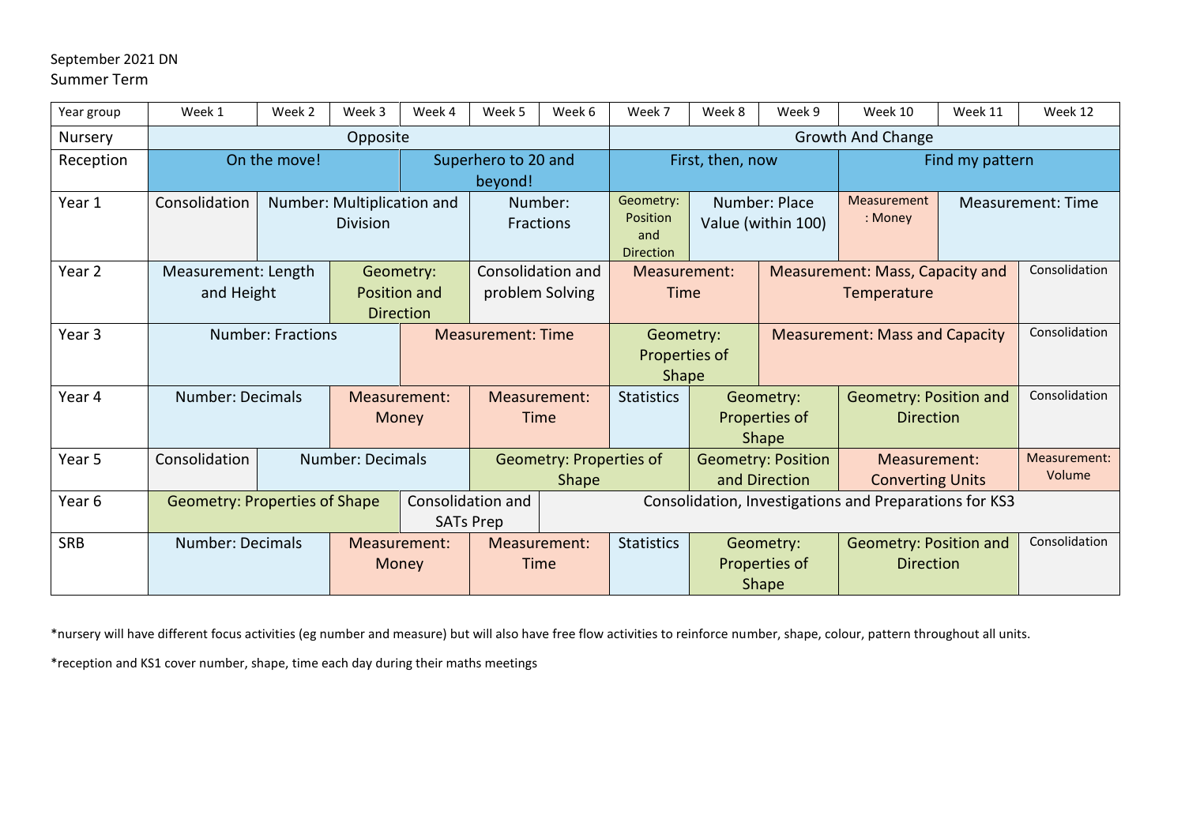September 2021 DN
Summer Term

| Year group | Week 1 | Week 2 | Week 3 | Week 4 | Week 5 | Week 6 | Week 7 | Week 8 | Week 9 | Week 10 | Week 11 | Week 12 |
|---|---|---|---|---|---|---|---|---|---|---|---|---|
| Nursery | Opposite | | | | | | Growth And Change | | | | | |
| Reception | On the move! | | | Superhero to 20 and beyond! | | | First, then, now | | | Find my pattern | | |
| Year 1 | Consolidation | Number: Multiplication and Division | | | Number: Fractions | | Geometry: Position and Direction | Number: Place Value (within 100) | | Measurement : Money | Measurement: Time | |
| Year 2 | Measurement: Length and Height | | Geometry: Position and Direction | | Consolidation and problem Solving | | Measurement: Time | | Measurement: Mass, Capacity and Temperature | | | Consolidation |
| Year 3 | Number: Fractions | | | Measurement: Time | | | Geometry: Properties of Shape | | Measurement: Mass and Capacity | | | Consolidation |
| Year 4 | Number: Decimals | | Measurement: Money | | Measurement: Time | | Statistics | Geometry: Properties of Shape | | Geometry: Position and Direction | | Consolidation |
| Year 5 | Consolidation | Number: Decimals | | | Geometry: Properties of Shape | | | Geometry: Position and Direction | | Measurement: Converting Units | | Measurement: Volume |
| Year 6 | Geometry: Properties of Shape | | | Consolidation and SATs Prep | | Consolidation, Investigations and Preparations for KS3 | | | | | | |
| SRB | Number: Decimals | | Measurement: Money | | Measurement: Time | | Statistics | Geometry: Properties of Shape | | Geometry: Position and Direction | | Consolidation |

*nursery will have different focus activities (eg number and measure) but will also have free flow activities to reinforce number, shape, colour, pattern throughout all units.

*reception and KS1 cover number, shape, time each day during their maths meetings